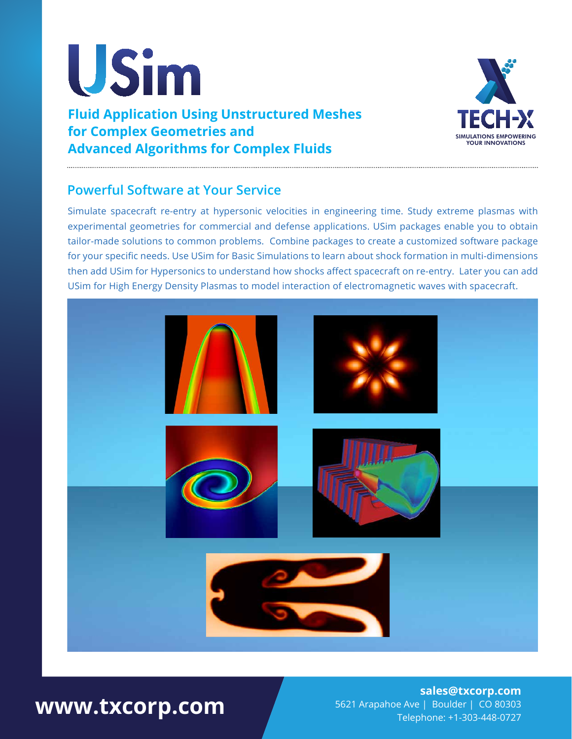# USim

## Fluid Application Using Unstructured Meshes for Complex Geometries and Advanced Algorithms for Complex Fluids

TECH-X
SIMULATIONS EMPOWERING YOUR INNOVATIONS

## Powerful Software at Your Service

Simulate spacecraft re-entry at hypersonic velocities in engineering time. Study extreme plasmas with experimental geometries for commercial and defense applications. USim packages enable you to obtain tailor-made solutions to common problems. Combine packages to create a customized software package for your specific needs. Use USim for Basic Simulations to learn about shock formation in multi-dimensions then add USim for Hypersonics to understand how shocks affect spacecraft on re-entry. Later you can add USim for High Energy Density Plasmas to model interaction of electromagnetic waves with spacecraft.

**www.txcorp.com**

**sales@txcorp.com**
5621 Arapahoe Ave | Boulder | CO 80303
Telephone: +1-303-448-0727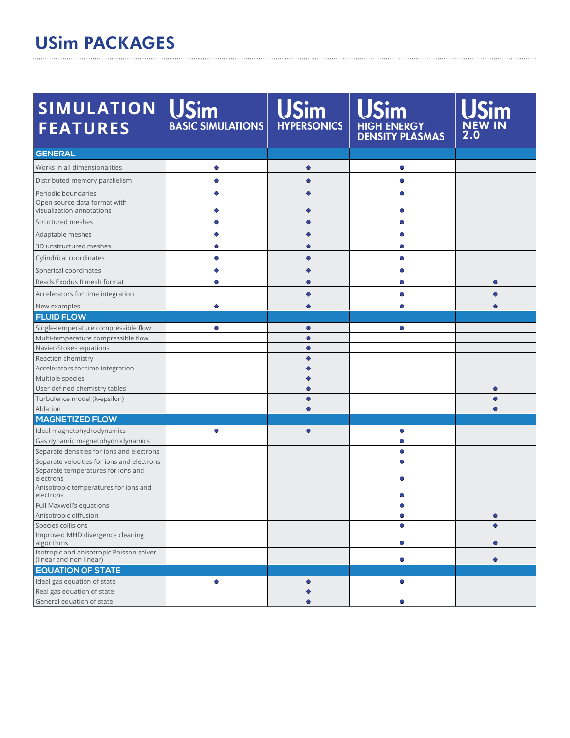# USim PACKAGES

| SIMULATION FEATURES | USim BASIC SIMULATIONS | USim HYPERSONICS | USim HIGH ENERGY DENSITY PLASMAS | USim NEW IN 2.0 |
|---|---|---|---|---|
| **GENERAL** | | | | |
| Works in all dimensionalities | ● | ● | ● | |
| Distributed memory parallelism | ● | ● | ● | |
| Periodic boundaries | ● | ● | ● | |
| Open source data format with visualization annotations | ● | ● | ● | |
| Structured meshes | ● | ● | ● | |
| Adaptable meshes | ● | ● | ● | |
| 3D unstructured meshes | ● | ● | ● | |
| Cylindrical coordinates | ● | ● | ● | |
| Spherical coordinates | ● | ● | ● | |
| Reads Exodus II mesh format | ● | ● | ● | ● |
| Accelerators for time integration | | ● | ● | ● |
| New examples | ● | ● | ● | ● |
| **FLUID FLOW** | | | | |
| Single-temperature compressible flow | ● | ● | ● | |
| Multi-temperature compressible flow | | ● | | |
| Navier-Stokes equations | | ● | | |
| Reaction chemistry | | ● | | |
| Accelerators for time integration | | ● | | |
| Multiple species | | ● | | |
| User defined chemistry tables | | ● | | ● |
| Turbulence model (k-epsilon) | | ● | | ● |
| Ablation | | ● | | ● |
| **MAGNETIZED FLOW** | | | | |
| Ideal magnetohydrodynamics | ● | ● | ● | |
| Gas dynamic magnetohydrodynamics | | | ● | |
| Separate densities for ions and electrons | | | ● | |
| Separate velocities for ions and electrons | | | ● | |
| Separate temperatures for ions and electrons | | | ● | |
| Anisotropic temperatures for ions and electrons | | | ● | |
| Full Maxwell's equations | | | ● | |
| Anisotropic diffusion | | | ● | ● |
| Species collisions | | | ● | ● |
| Improved MHD divergence cleaning algorithms | | | ● | ● |
| Isotropic and anisotropic Poisson solver (linear and non-linear) | | | ● | ● |
| **EQUATION OF STATE** | | | | |
| Ideal gas equation of state | ● | ● | ● | |
| Real gas equation of state | | ● | | |
| General equation of state | | ● | ● | |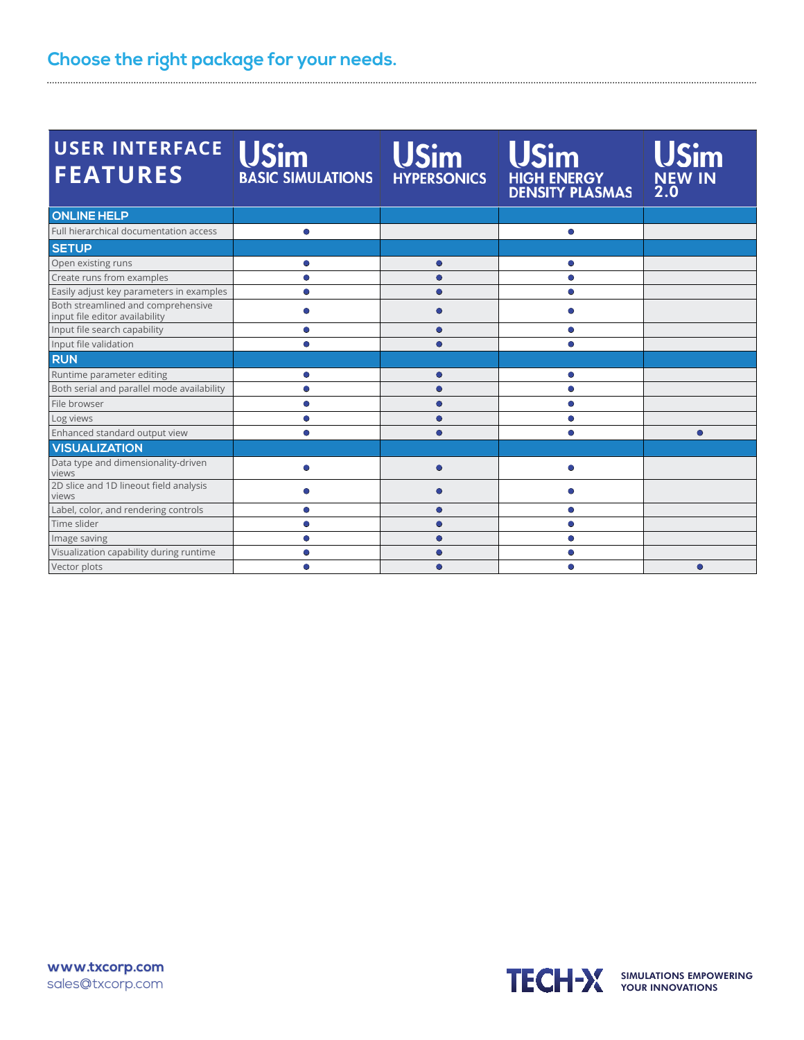## Choose the right package for your needs.

| USER INTERFACE FEATURES | USim BASIC SIMULATIONS | USim HYPERSONICS | USim HIGH ENERGY DENSITY PLASMAS | USim NEW IN 2.0 |
|---|---|---|---|---|
| **ONLINE HELP** | | | | |
| Full hierarchical documentation access | ● | | ● | |
| **SETUP** | | | | |
| Open existing runs | ● | ● | ● | |
| Create runs from examples | ● | ● | ● | |
| Easily adjust key parameters in examples | ● | ● | ● | |
| Both streamlined and comprehensive input file editor availability | ● | ● | ● | |
| Input file search capability | ● | ● | ● | |
| Input file validation | ● | ● | ● | |
| **RUN** | | | | |
| Runtime parameter editing | ● | ● | ● | |
| Both serial and parallel mode availability | ● | ● | ● | |
| File browser | ● | ● | ● | |
| Log views | ● | ● | ● | |
| Enhanced standard output view | ● | ● | ● | ● |
| **VISUALIZATION** | | | | |
| Data type and dimensionality-driven views | ● | ● | ● | |
| 2D slice and 1D lineout field analysis views | ● | ● | ● | |
| Label, color, and rendering controls | ● | ● | ● | |
| Time slider | ● | ● | ● | |
| Image saving | ● | ● | ● | |
| Visualization capability during runtime | ● | ● | ● | |
| Vector plots | ● | ● | ● | ● |

**www.txcorp.com**
sales@txcorp.com

TECH-X SIMULATIONS EMPOWERING YOUR INNOVATIONS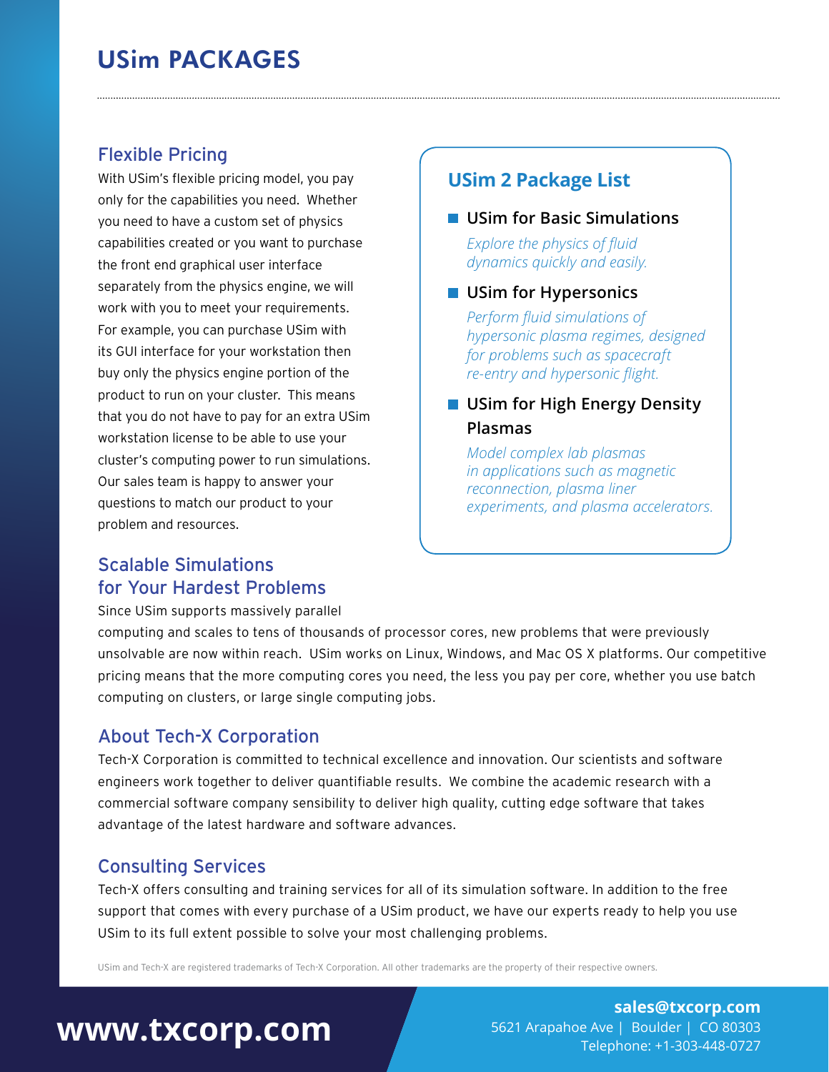# USim PACKAGES

## Flexible Pricing

With USim's flexible pricing model, you pay only for the capabilities you need. Whether you need to have a custom set of physics capabilities created or you want to purchase the front end graphical user interface separately from the physics engine, we will work with you to meet your requirements. For example, you can purchase USim with its GUI interface for your workstation then buy only the physics engine portion of the product to run on your cluster. This means that you do not have to pay for an extra USim workstation license to be able to use your cluster's computing power to run simulations. Our sales team is happy to answer your questions to match our product to your problem and resources.

## USim 2 Package List

- **USim for Basic Simulations**

  *Explore the physics of fluid dynamics quickly and easily.*

- **USim for Hypersonics**

  *Perform fluid simulations of hypersonic plasma regimes, designed for problems such as spacecraft re-entry and hypersonic flight.*

- **USim for High Energy Density Plasmas**

  *Model complex lab plasmas in applications such as magnetic reconnection, plasma liner experiments, and plasma accelerators.*

## Scalable Simulations for Your Hardest Problems

Since USim supports massively parallel computing and scales to tens of thousands of processor cores, new problems that were previously unsolvable are now within reach. USim works on Linux, Windows, and Mac OS X platforms. Our competitive pricing means that the more computing cores you need, the less you pay per core, whether you use batch computing on clusters, or large single computing jobs.

## About Tech-X Corporation

Tech-X Corporation is committed to technical excellence and innovation. Our scientists and software engineers work together to deliver quantifiable results. We combine the academic research with a commercial software company sensibility to deliver high quality, cutting edge software that takes advantage of the latest hardware and software advances.

## Consulting Services

Tech-X offers consulting and training services for all of its simulation software. In addition to the free support that comes with every purchase of a USim product, we have our experts ready to help you use USim to its full extent possible to solve your most challenging problems.

USim and Tech-X are registered trademarks of Tech-X Corporation. All other trademarks are the property of their respective owners.

**www.txcorp.com**

**sales@txcorp.com**
5621 Arapahoe Ave | Boulder | CO 80303
Telephone: +1-303-448-0727